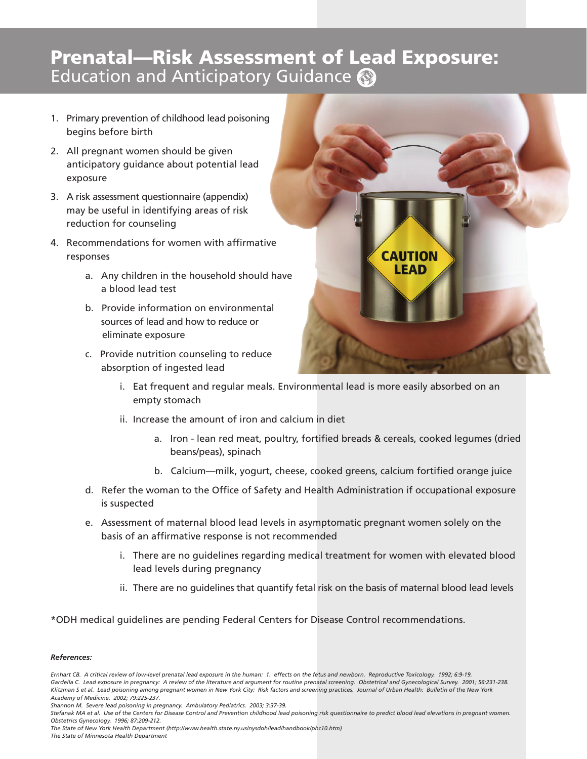# Prenatal—Risk Assessment of Lead Exposure: Education and Anticipatory Guidance

1. Primary prevention of childhood lead poisoning begins before birth
2. All pregnant women should be given anticipatory guidance about potential lead exposure
3. A risk assessment questionnaire (appendix) may be useful in identifying areas of risk reduction for counseling
4. Recommendations for women with affirmative responses
   a. Any children in the household should have a blood lead test
   b. Provide information on environmental sources of lead and how to reduce or eliminate exposure
   c. Provide nutrition counseling to reduce absorption of ingested lead
      i. Eat frequent and regular meals. Environmental lead is more easily absorbed on an empty stomach
      ii. Increase the amount of iron and calcium in diet
         a. Iron - lean red meat, poultry, fortified breads & cereals, cooked legumes (dried beans/peas), spinach
         b. Calcium—milk, yogurt, cheese, cooked greens, calcium fortified orange juice
   d. Refer the woman to the Office of Safety and Health Administration if occupational exposure is suspected
   e. Assessment of maternal blood lead levels in asymptomatic pregnant women solely on the basis of an affirmative response is not recommended
      i. There are no guidelines regarding medical treatment for women with elevated blood lead levels during pregnancy
      ii. There are no guidelines that quantify fetal risk on the basis of maternal blood lead levels

*ODH medical guidelines are pending Federal Centers for Disease Control recommendations.

***References:***

*Ernhart CB. A critical review of low-level prenatal lead exposure in the human: 1. effects on the fetus and newborn. Reproductive Toxicology. 1992; 6:9-19.*

*Gardella C. Lead exposure in pregnancy: A review of the literature and argument for routine prenatal screening. Obstetrical and Gynecological Survey. 2001; 56:231-238.*

*Klitzman S et al. Lead poisoning among pregnant women in New York City: Risk factors and screening practices. Journal of Urban Health: Bulletin of the New York Academy of Medicine. 2002; 79:225-237.*

*Shannon M. Severe lead poisoning in pregnancy. Ambulatory Pediatrics. 2003; 3:37-39.*

*Stefanak MA et al. Use of the Centers for Disease Control and Prevention childhood lead poisoning risk questionnaire to predict blood lead elevations in pregnant women. Obstetrics Gynecology. 1996; 87:209-212.*

*The State of New York Health Department (http://www.health.state.ny.us/nysdoh/lead/handbook/phc10.htm)*

*The State of Minnesota Health Department*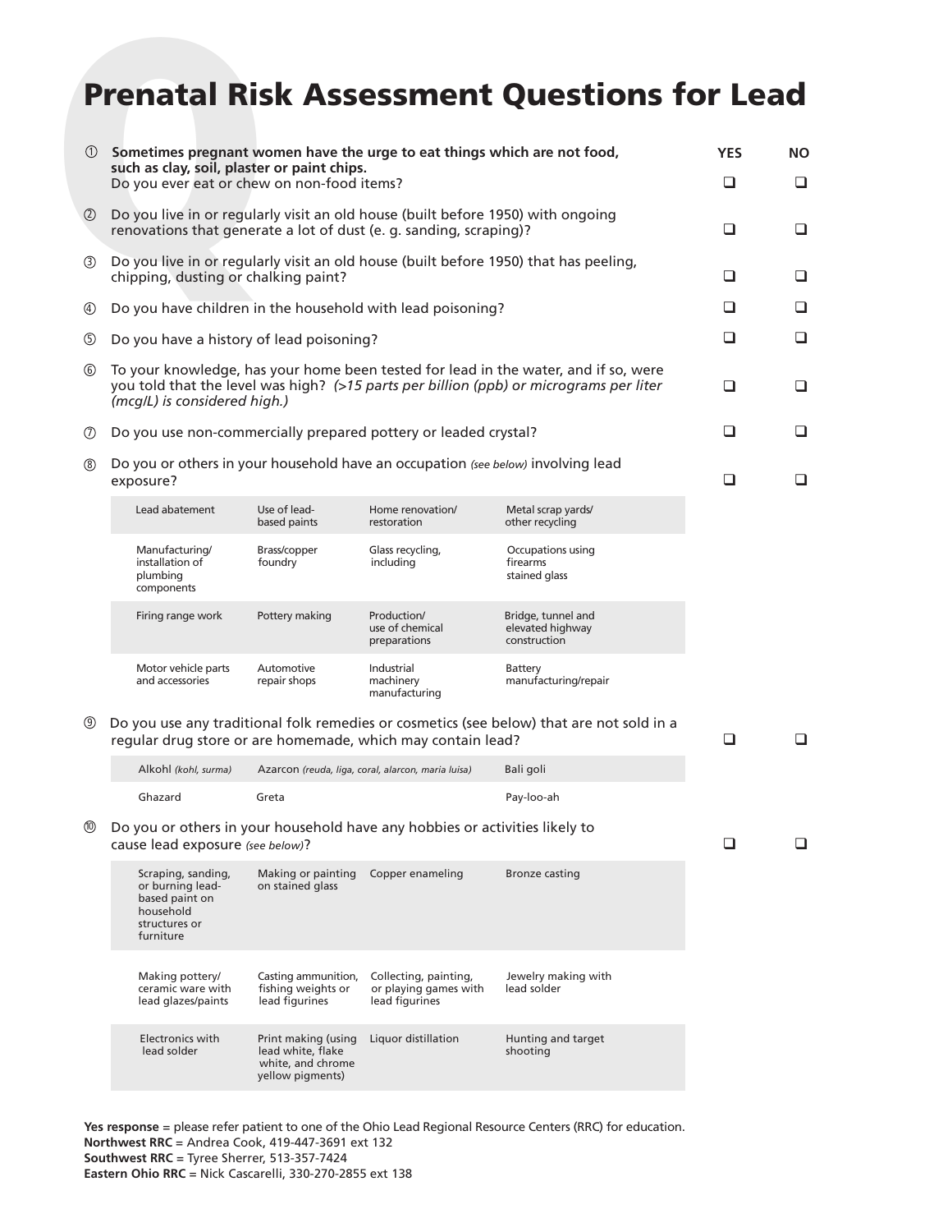# Prenatal Risk Assessment Questions for Lead

| | Question | YES | NO |
|---|---|---|---|
| ① | **Sometimes pregnant women have the urge to eat things which are not food, such as clay, soil, plaster or paint chips.** Do you ever eat or chew on non-food items? | ❑ | ❑ |
| ② | Do you live in or regularly visit an old house (built before 1950) with ongoing renovations that generate a lot of dust (e. g. sanding, scraping)? | ❑ | ❑ |
| ③ | Do you live in or regularly visit an old house (built before 1950) that has peeling, chipping, dusting or chalking paint? | ❑ | ❑ |
| ④ | Do you have children in the household with lead poisoning? | ❑ | ❑ |
| ⑤ | Do you have a history of lead poisoning? | ❑ | ❑ |
| ⑥ | To your knowledge, has your home been tested for lead in the water, and if so, were you told that the level was high? *(>15 parts per billion (ppb) or micrograms per liter (mcg/L) is considered high.)* | ❑ | ❑ |
| ⑦ | Do you use non-commercially prepared pottery or leaded crystal? | ❑ | ❑ |
| ⑧ | Do you or others in your household have an occupation *(see below)* involving lead exposure? | ❑ | ❑ |

| | | | |
|---|---|---|---|
| Lead abatement | Use of lead-based paints | Home renovation/ restoration | Metal scrap yards/ other recycling |
| Manufacturing/ installation of plumbing components | Brass/copper foundry | Glass recycling, including | Occupations using firearms stained glass |
| Firing range work | Pottery making | Production/ use of chemical preparations | Bridge, tunnel and elevated highway construction |
| Motor vehicle parts and accessories | Automotive repair shops | Industrial machinery manufacturing | Battery manufacturing/repair |

| | Question | YES | NO |
|---|---|---|---|
| ⑨ | Do you use any traditional folk remedies or cosmetics (see below) that are not sold in a regular drug store or are homemade, which may contain lead? | ❑ | ❑ |

| | | |
|---|---|---|
| Alkohl *(kohl, surma)* | Azarcon *(reuda, liga, coral, alarcon, maria luisa)* | Bali goli |
| Ghazard | Greta | Pay-loo-ah |

| | Question | YES | NO |
|---|---|---|---|
| ⑩ | Do you or others in your household have any hobbies or activities likely to cause lead exposure *(see below)*? | ❑ | ❑ |

| | | | |
|---|---|---|---|
| Scraping, sanding, or burning lead-based paint on household structures or furniture | Making or painting on stained glass | Copper enameling | Bronze casting |
| Making pottery/ ceramic ware with lead glazes/paints | Casting ammunition, fishing weights or lead figurines | Collecting, painting, or playing games with lead figurines | Jewelry making with lead solder |
| Electronics with lead solder | Print making (using lead white, flake white, and chrome yellow pigments) | Liquor distillation | Hunting and target shooting |

**Yes response** = please refer patient to one of the Ohio Lead Regional Resource Centers (RRC) for education.
**Northwest RRC** = Andrea Cook, 419-447-3691 ext 132
**Southwest RRC** = Tyree Sherrer, 513-357-7424
**Eastern Ohio RRC** = Nick Cascarelli, 330-270-2855 ext 138